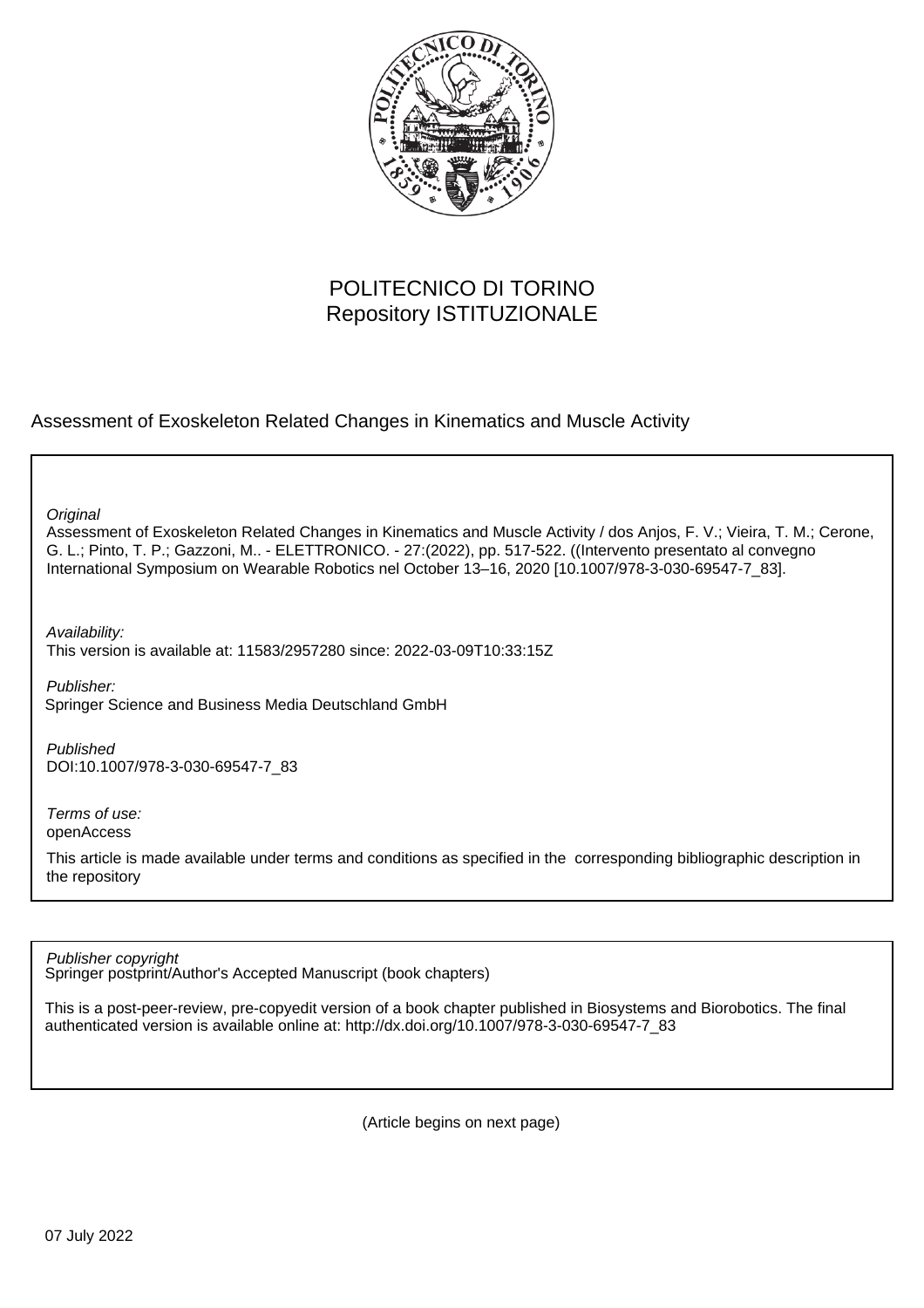POLITECNICO DI TORINO
Repository ISTITUZIONALE

Assessment of Exoskeleton Related Changes in Kinematics and Muscle Activity

*Original*
Assessment of Exoskeleton Related Changes in Kinematics and Muscle Activity / dos Anjos, F. V.; Vieira, T. M.; Cerone, G. L.; Pinto, T. P.; Gazzoni, M.. - ELETTRONICO. - 27:(2022), pp. 517-522. ((Intervento presentato al convegno International Symposium on Wearable Robotics nel October 13–16, 2020 [10.1007/978-3-030-69547-7_83].

*Availability:*
This version is available at: 11583/2957280 since: 2022-03-09T10:33:15Z

*Publisher:*
Springer Science and Business Media Deutschland GmbH

*Published*
DOI:10.1007/978-3-030-69547-7_83

*Terms of use:*
openAccess

This article is made available under terms and conditions as specified in the corresponding bibliographic description in the repository

*Publisher copyright*
Springer postprint/Author's Accepted Manuscript (book chapters)

This is a post-peer-review, pre-copyedit version of a book chapter published in Biosystems and Biorobotics. The final authenticated version is available online at: http://dx.doi.org/10.1007/978-3-030-69547-7_83

(Article begins on next page)

07 July 2022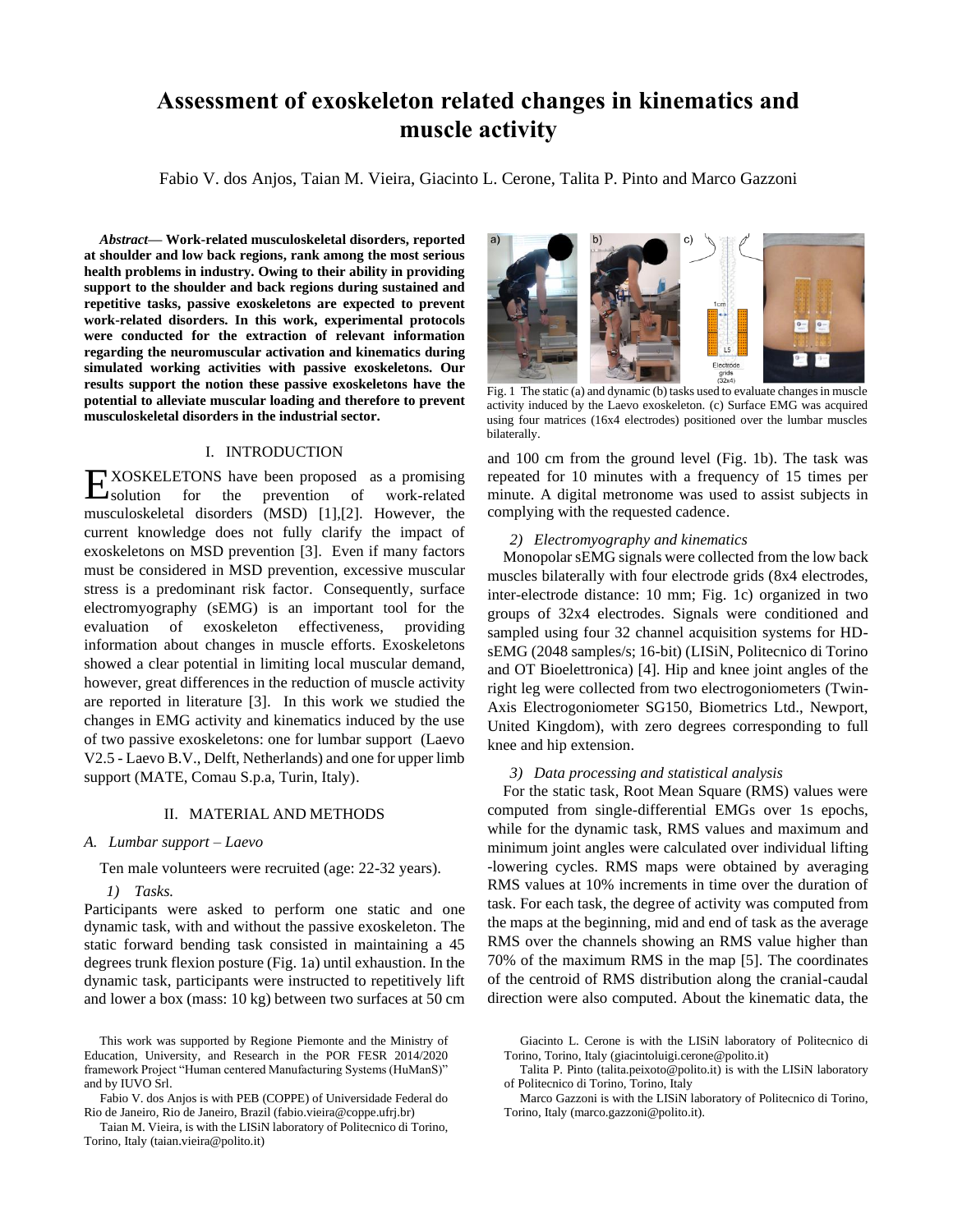# Assessment of exoskeleton related changes in kinematics and muscle activity

Fabio V. dos Anjos, Taian M. Vieira, Giacinto L. Cerone, Talita P. Pinto and Marco Gazzoni

***Abstract*— Work-related musculoskeletal disorders, reported at shoulder and low back regions, rank among the most serious health problems in industry. Owing to their ability in providing support to the shoulder and back regions during sustained and repetitive tasks, passive exoskeletons are expected to prevent work-related disorders. In this work, experimental protocols were conducted for the extraction of relevant information regarding the neuromuscular activation and kinematics during simulated working activities with passive exoskeletons. Our results support the notion these passive exoskeletons have the potential to alleviate muscular loading and therefore to prevent musculoskeletal disorders in the industrial sector.**

## I. INTRODUCTION

EXOSKELETONS have been proposed as a promising solution for the prevention of work-related musculoskeletal disorders (MSD) [1],[2]. However, the current knowledge does not fully clarify the impact of exoskeletons on MSD prevention [3]. Even if many factors must be considered in MSD prevention, excessive muscular stress is a predominant risk factor. Consequently, surface electromyography (sEMG) is an important tool for the evaluation of exoskeleton effectiveness, providing information about changes in muscle efforts. Exoskeletons showed a clear potential in limiting local muscular demand, however, great differences in the reduction of muscle activity are reported in literature [3]. In this work we studied the changes in EMG activity and kinematics induced by the use of two passive exoskeletons: one for lumbar support (Laevo V2.5 - Laevo B.V., Delft, Netherlands) and one for upper limb support (MATE, Comau S.p.a, Turin, Italy).

## II. MATERIAL AND METHODS

### *A. Lumbar support – Laevo*

Ten male volunteers were recruited (age: 22-32 years).

#### *1) Tasks.*

Participants were asked to perform one static and one dynamic task, with and without the passive exoskeleton. The static forward bending task consisted in maintaining a 45 degrees trunk flexion posture (Fig. 1a) until exhaustion. In the dynamic task, participants were instructed to repetitively lift and lower a box (mass: 10 kg) between two surfaces at 50 cm and 100 cm from the ground level (Fig. 1b). The task was repeated for 10 minutes with a frequency of 15 times per minute. A digital metronome was used to assist subjects in complying with the requested cadence.

Fig. 1 The static (a) and dynamic (b) tasks used to evaluate changes in muscle activity induced by the Laevo exoskeleton. (c) Surface EMG was acquired using four matrices (16x4 electrodes) positioned over the lumbar muscles bilaterally.

#### *2) Electromyography and kinematics*

Monopolar sEMG signals were collected from the low back muscles bilaterally with four electrode grids (8x4 electrodes, inter-electrode distance: 10 mm; Fig. 1c) organized in two groups of 32x4 electrodes. Signals were conditioned and sampled using four 32 channel acquisition systems for HD-sEMG (2048 samples/s; 16-bit) (LISiN, Politecnico di Torino and OT Bioelettronica) [4]. Hip and knee joint angles of the right leg were collected from two electrogoniometers (Twin-Axis Electrogoniometer SG150, Biometrics Ltd., Newport, United Kingdom), with zero degrees corresponding to full knee and hip extension.

#### *3) Data processing and statistical analysis*

For the static task, Root Mean Square (RMS) values were computed from single-differential EMGs over 1s epochs, while for the dynamic task, RMS values and maximum and minimum joint angles were calculated over individual lifting -lowering cycles. RMS maps were obtained by averaging RMS values at 10% increments in time over the duration of task. For each task, the degree of activity was computed from the maps at the beginning, mid and end of task as the average RMS over the channels showing an RMS value higher than 70% of the maximum RMS in the map [5]. The coordinates of the centroid of RMS distribution along the cranial-caudal direction were also computed. About the kinematic data, the

This work was supported by Regione Piemonte and the Ministry of Education, University, and Research in the POR FESR 2014/2020 framework Project "Human centered Manufacturing Systems (HuManS)" and by IUVO Srl.

Fabio V. dos Anjos is with PEB (COPPE) of Universidade Federal do Rio de Janeiro, Rio de Janeiro, Brazil (fabio.vieira@coppe.ufrj.br)

Taian M. Vieira, is with the LISiN laboratory of Politecnico di Torino, Torino, Italy (taian.vieira@polito.it)

Giacinto L. Cerone is with the LISiN laboratory of Politecnico di Torino, Torino, Italy (giacintoluigi.cerone@polito.it)

Talita P. Pinto (talita.peixoto@polito.it) is with the LISiN laboratory of Politecnico di Torino, Torino, Italy

Marco Gazzoni is with the LISiN laboratory of Politecnico di Torino, Torino, Italy (marco.gazzoni@polito.it).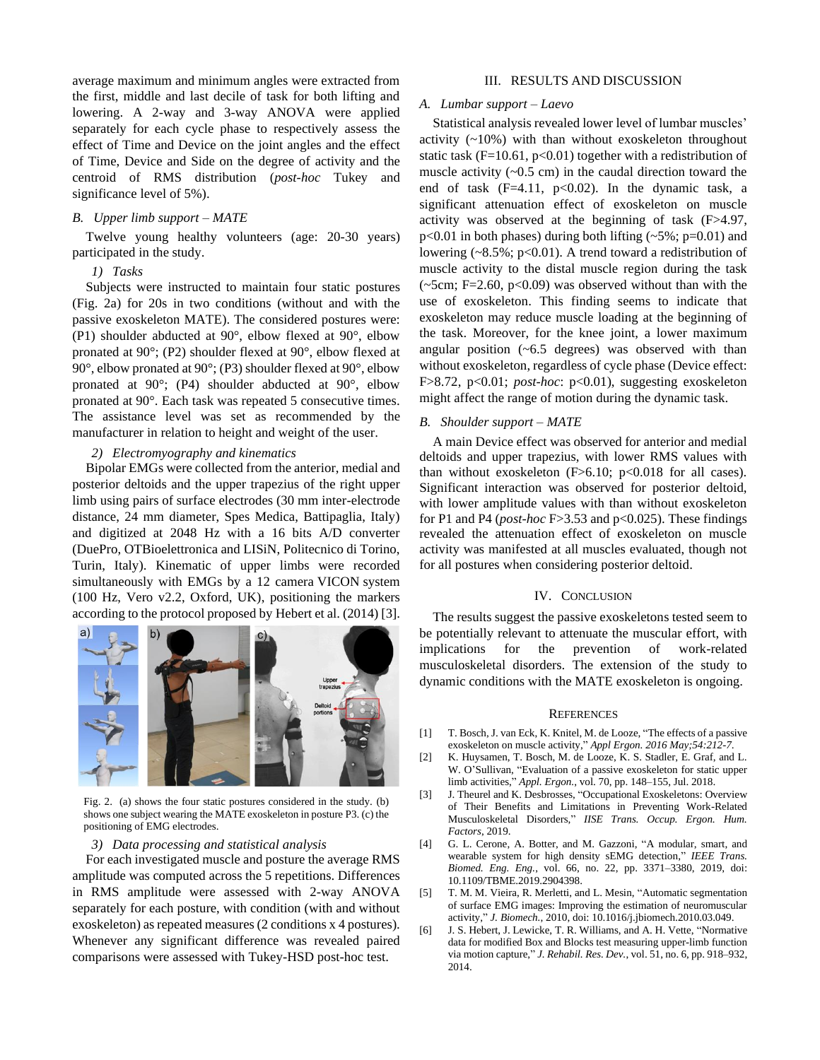average maximum and minimum angles were extracted from the first, middle and last decile of task for both lifting and lowering. A 2-way and 3-way ANOVA were applied separately for each cycle phase to respectively assess the effect of Time and Device on the joint angles and the effect of Time, Device and Side on the degree of activity and the centroid of RMS distribution (*post-hoc* Tukey and significance level of 5%).

## B. *Upper limb support – MATE*

Twelve young healthy volunteers (age: 20-30 years) participated in the study.

### 1) *Tasks*

Subjects were instructed to maintain four static postures (Fig. 2a) for 20s in two conditions (without and with the passive exoskeleton MATE). The considered postures were: (P1) shoulder abducted at 90°, elbow flexed at 90°, elbow pronated at 90°; (P2) shoulder flexed at 90°, elbow flexed at 90°, elbow pronated at 90°; (P3) shoulder flexed at 90°, elbow pronated at 90°; (P4) shoulder abducted at 90°, elbow pronated at 90°. Each task was repeated 5 consecutive times. The assistance level was set as recommended by the manufacturer in relation to height and weight of the user.

### 2) *Electromyography and kinematics*

Bipolar EMGs were collected from the anterior, medial and posterior deltoids and the upper trapezius of the right upper limb using pairs of surface electrodes (30 mm inter-electrode distance, 24 mm diameter, Spes Medica, Battipaglia, Italy) and digitized at 2048 Hz with a 16 bits A/D converter (DuePro, OTBioelettronica and LISiN, Politecnico di Torino, Turin, Italy). Kinematic of upper limbs were recorded simultaneously with EMGs by a 12 camera VICON system (100 Hz, Vero v2.2, Oxford, UK), positioning the markers according to the protocol proposed by Hebert et al. (2014) [3].

a) b) c)

Upper trapezius

Deltoid portions

Fig. 2. (a) shows the four static postures considered in the study. (b) shows one subject wearing the MATE exoskeleton in posture P3. (c) the positioning of EMG electrodes.

### 3) *Data processing and statistical analysis*

For each investigated muscle and posture the average RMS amplitude was computed across the 5 repetitions. Differences in RMS amplitude were assessed with 2-way ANOVA separately for each posture, with condition (with and without exoskeleton) as repeated measures (2 conditions x 4 postures). Whenever any significant difference was revealed paired comparisons were assessed with Tukey-HSD post-hoc test.

# III. RESULTS AND DISCUSSION

## A. *Lumbar support – Laevo*

Statistical analysis revealed lower level of lumbar muscles' activity (~10%) with than without exoskeleton throughout static task ($F=10.61$, $p<0.01$) together with a redistribution of muscle activity (~0.5 cm) in the caudal direction toward the end of task ($F=4.11$, $p<0.02$). In the dynamic task, a significant attenuation effect of exoskeleton on muscle activity was observed at the beginning of task ($F>4.97$, $p<0.01$ in both phases) during both lifting (~5%; $p=0.01$) and lowering (~8.5%; $p<0.01$). A trend toward a redistribution of muscle activity to the distal muscle region during the task (~5cm; $F=2.60$, $p<0.09$) was observed without than with the use of exoskeleton. This finding seems to indicate that exoskeleton may reduce muscle loading at the beginning of the task. Moreover, for the knee joint, a lower maximum angular position (~6.5 degrees) was observed with than without exoskeleton, regardless of cycle phase (Device effect: $F>8.72$, $p<0.01$; *post-hoc*: $p<0.01$), suggesting exoskeleton might affect the range of motion during the dynamic task.

## B. *Shoulder support – MATE*

A main Device effect was observed for anterior and medial deltoids and upper trapezius, with lower RMS values with than without exoskeleton ($F>6.10$; $p<0.018$ for all cases). Significant interaction was observed for posterior deltoid, with lower amplitude values with than without exoskeleton for P1 and P4 (*post-hoc* $F>3.53$ and $p<0.025$). These findings revealed the attenuation effect of exoskeleton on muscle activity was manifested at all muscles evaluated, though not for all postures when considering posterior deltoid.

# IV. CONCLUSION

The results suggest the passive exoskeletons tested seem to be potentially relevant to attenuate the muscular effort, with implications for the prevention of work-related musculoskeletal disorders. The extension of the study to dynamic conditions with the MATE exoskeleton is ongoing.

# REFERENCES

[1] T. Bosch, J. van Eck, K. Knitel, M. de Looze, "The effects of a passive exoskeleton on muscle activity," *Appl Ergon. 2016 May;54:212-7.*

[2] K. Huysamen, T. Bosch, M. de Looze, K. S. Stadler, E. Graf, and L. W. O'Sullivan, "Evaluation of a passive exoskeleton for static upper limb activities," *Appl. Ergon.*, vol. 70, pp. 148–155, Jul. 2018.

[3] J. Theurel and K. Desbrosses, "Occupational Exoskeletons: Overview of Their Benefits and Limitations in Preventing Work-Related Musculoskeletal Disorders," *IISE Trans. Occup. Ergon. Hum. Factors*, 2019.

[4] G. L. Cerone, A. Botter, and M. Gazzoni, "A modular, smart, and wearable system for high density sEMG detection," *IEEE Trans. Biomed. Eng. Eng.*, vol. 66, no. 22, pp. 3371–3380, 2019, doi: 10.1109/TBME.2019.2904398.

[5] T. M. M. Vieira, R. Merletti, and L. Mesin, "Automatic segmentation of surface EMG images: Improving the estimation of neuromuscular activity," *J. Biomech.*, 2010, doi: 10.1016/j.jbiomech.2010.03.049.

[6] J. S. Hebert, J. Lewicke, T. R. Williams, and A. H. Vette, "Normative data for modified Box and Blocks test measuring upper-limb function via motion capture," *J. Rehabil. Res. Dev.*, vol. 51, no. 6, pp. 918–932, 2014.